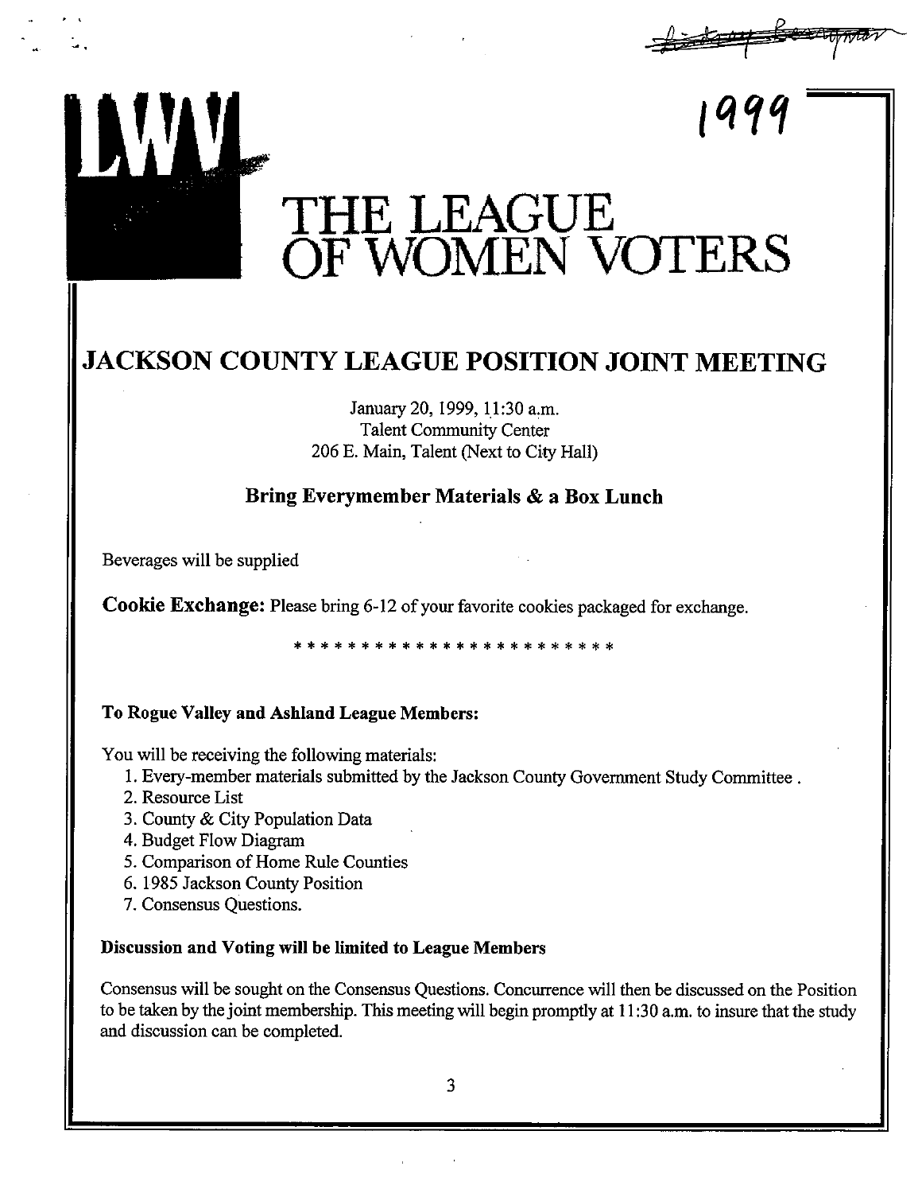1999

# THE LEAGUE OF WOMEN VOTERS

## JACKSON COUNTY LEAGUE POSITION JOINT MEETING

January 20, 1999, 11:30 a.m.
Talent Community Center
206 E. Main, Talent (Next to City Hall)

### Bring Everymember Materials & a Box Lunch

Beverages will be supplied

**Cookie Exchange:** Please bring 6-12 of your favorite cookies packaged for exchange.

* * * * * * * * * * * * * * * * * * * * * * * *

**To Rogue Valley and Ashland League Members:**

You will be receiving the following materials:

1. Every-member materials submitted by the Jackson County Government Study Committee .
2. Resource List
3. County & City Population Data
4. Budget Flow Diagram
5. Comparison of Home Rule Counties
6. 1985 Jackson County Position
7. Consensus Questions.

**Discussion and Voting will be limited to League Members**

Consensus will be sought on the Consensus Questions. Concurrence will then be discussed on the Position to be taken by the joint membership. This meeting will begin promptly at 11:30 a.m. to insure that the study and discussion can be completed.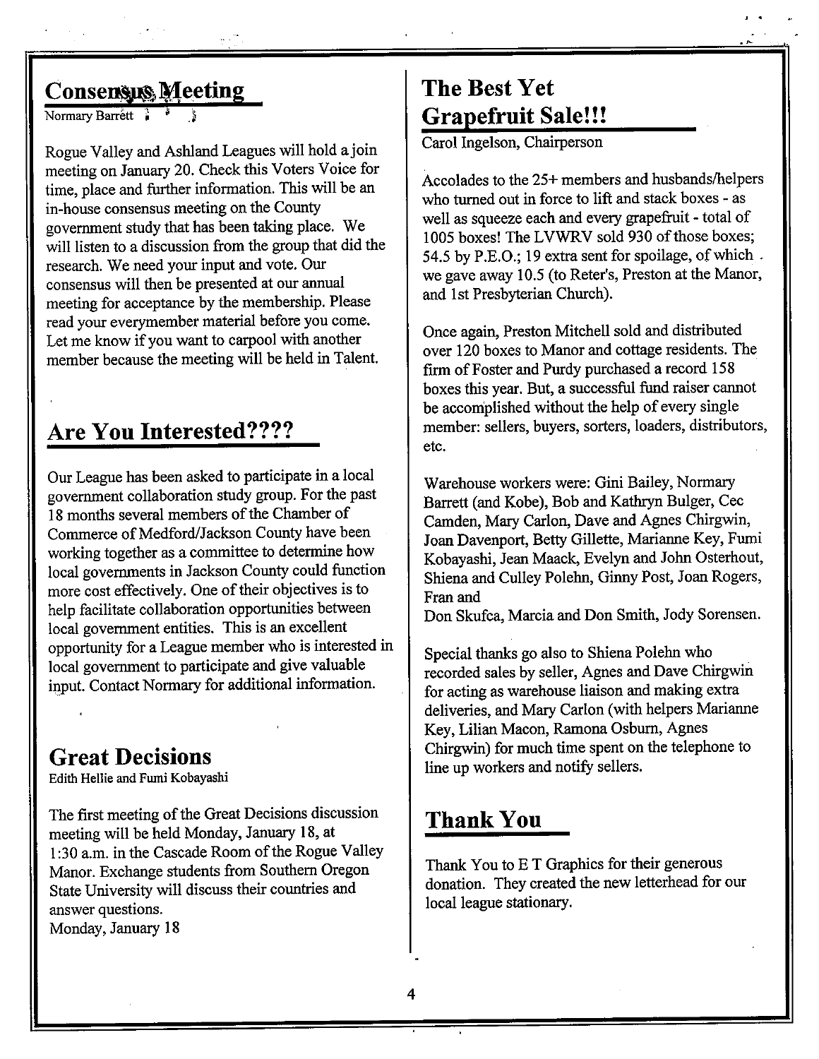## Consensus Meeting

Normary Barrett

Rogue Valley and Ashland Leagues will hold a join meeting on January 20. Check this Voters Voice for time, place and further information. This will be an in-house consensus meeting on the County government study that has been taking place. We will listen to a discussion from the group that did the research. We need your input and vote. Our consensus will then be presented at our annual meeting for acceptance by the membership. Please read your everymember material before you come. Let me know if you want to carpool with another member because the meeting will be held in Talent.

## Are You Interested????

Our League has been asked to participate in a local government collaboration study group. For the past 18 months several members of the Chamber of Commerce of Medford/Jackson County have been working together as a committee to determine how local governments in Jackson County could function more cost effectively. One of their objectives is to help facilitate collaboration opportunities between local government entities. This is an excellent opportunity for a League member who is interested in local government to participate and give valuable input. Contact Normary for additional information.

## Great Decisions

Edith Hellie and Fumi Kobayashi

The first meeting of the Great Decisions discussion meeting will be held Monday, January 18, at 1:30 a.m. in the Cascade Room of the Rogue Valley Manor. Exchange students from Southern Oregon State University will discuss their countries and answer questions.
Monday, January 18

## The Best Yet Grapefruit Sale!!!

Carol Ingelson, Chairperson

Accolades to the 25+ members and husbands/helpers who turned out in force to lift and stack boxes - as well as squeeze each and every grapefruit - total of 1005 boxes! The LVWRV sold 930 of those boxes; 54.5 by P.E.O.; 19 extra sent for spoilage, of which we gave away 10.5 (to Reter's, Preston at the Manor, and 1st Presbyterian Church).

Once again, Preston Mitchell sold and distributed over 120 boxes to Manor and cottage residents. The firm of Foster and Purdy purchased a record 158 boxes this year. But, a successful fund raiser cannot be accomplished without the help of every single member: sellers, buyers, sorters, loaders, distributors, etc.

Warehouse workers were: Gini Bailey, Normary Barrett (and Kobe), Bob and Kathryn Bulger, Cec Camden, Mary Carlon, Dave and Agnes Chirgwin, Joan Davenport, Betty Gillette, Marianne Key, Fumi Kobayashi, Jean Maack, Evelyn and John Osterhout, Shiena and Culley Polehn, Ginny Post, Joan Rogers, Fran and
Don Skufca, Marcia and Don Smith, Jody Sorensen.

Special thanks go also to Shiena Polehn who recorded sales by seller, Agnes and Dave Chirgwin for acting as warehouse liaison and making extra deliveries, and Mary Carlon (with helpers Marianne Key, Lilian Macon, Ramona Osburn, Agnes Chirgwin) for much time spent on the telephone to line up workers and notify sellers.

## Thank You

Thank You to E T Graphics for their generous donation. They created the new letterhead for our local league stationary.